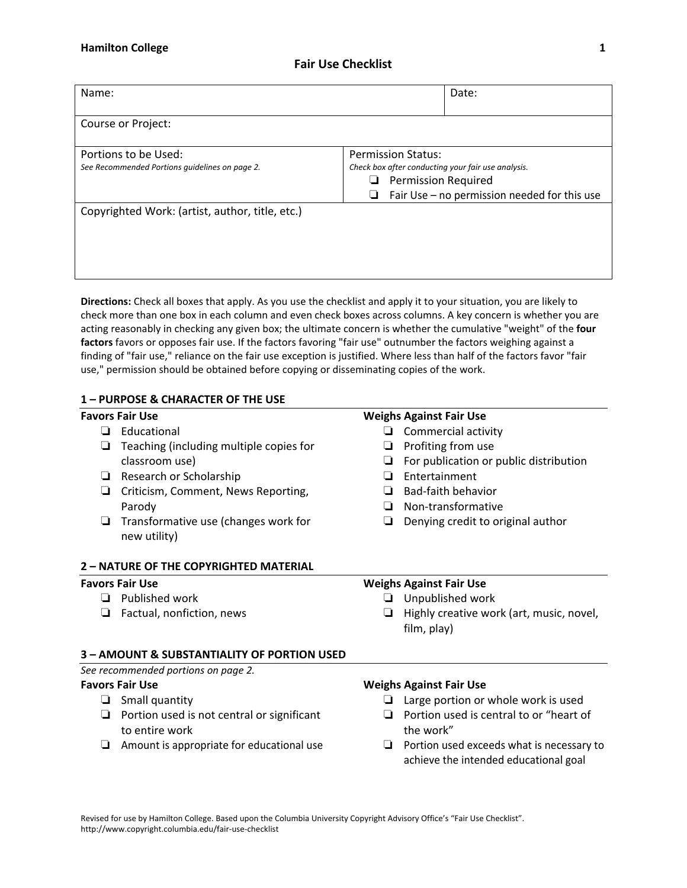Hamilton College

# Fair Use Checklist

| Name: | | Date: |
|---|---|---|
| Course or Project: | | |
| Portions to be Used:<br>*See Recommended Portions guidelines on page 2.* | Permission Status:<br>*Check box after conducting your fair use analysis.*<br>❑ Permission Required<br>❑ Fair Use – no permission needed for this use | |
| Copyrighted Work: (artist, author, title, etc.) | | |

**Directions:** Check all boxes that apply. As you use the checklist and apply it to your situation, you are likely to check more than one box in each column and even check boxes across columns. A key concern is whether you are acting reasonably in checking any given box; the ultimate concern is whether the cumulative "weight" of the **four factors** favors or opposes fair use. If the factors favoring "fair use" outnumber the factors weighing against a finding of "fair use," reliance on the fair use exception is justified. Where less than half of the factors favor "fair use," permission should be obtained before copying or disseminating copies of the work.

## 1 – PURPOSE & CHARACTER OF THE USE

**Favors Fair Use**

- ❑ Educational
- ❑ Teaching (including multiple copies for classroom use)
- ❑ Research or Scholarship
- ❑ Criticism, Comment, News Reporting, Parody
- ❑ Transformative use (changes work for new utility)

**Weighs Against Fair Use**

- ❑ Commercial activity
- ❑ Profiting from use
- ❑ For publication or public distribution
- ❑ Entertainment
- ❑ Bad-faith behavior
- ❑ Non-transformative
- ❑ Denying credit to original author

## 2 – NATURE OF THE COPYRIGHTED MATERIAL

**Favors Fair Use**

- ❑ Published work
- ❑ Factual, nonfiction, news

**Weighs Against Fair Use**

- ❑ Unpublished work
- ❑ Highly creative work (art, music, novel, film, play)

## 3 – AMOUNT & SUBSTANTIALITY OF PORTION USED

*See recommended portions on page 2.*

**Favors Fair Use**

- ❑ Small quantity
- ❑ Portion used is not central or significant to entire work
- ❑ Amount is appropriate for educational use

**Weighs Against Fair Use**

- ❑ Large portion or whole work is used
- ❑ Portion used is central to or "heart of the work"
- ❑ Portion used exceeds what is necessary to achieve the intended educational goal

Revised for use by Hamilton College. Based upon the Columbia University Copyright Advisory Office's "Fair Use Checklist". http://www.copyright.columbia.edu/fair-use-checklist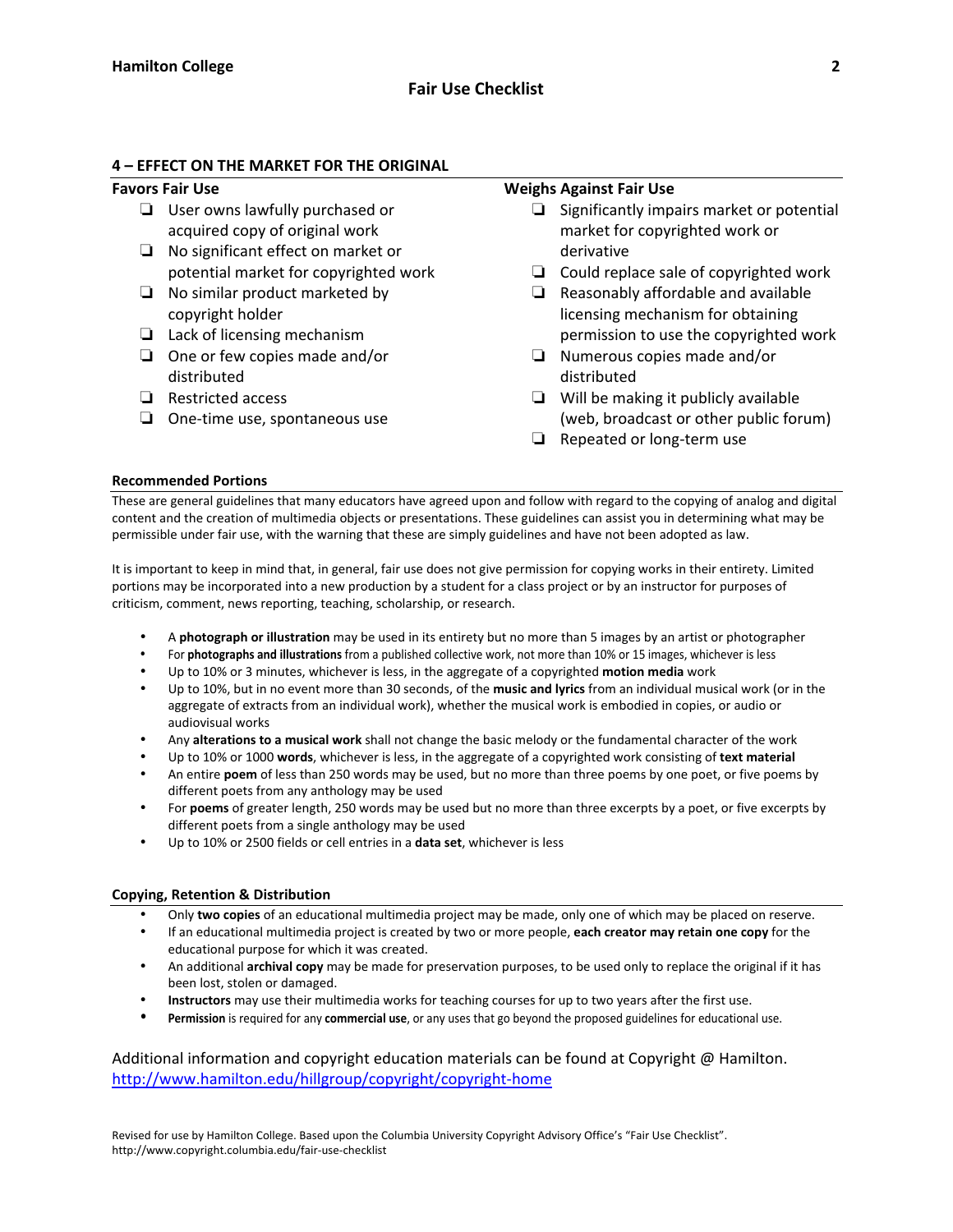## 4 – EFFECT ON THE MARKET FOR THE ORIGINAL

**Favors Fair Use**

- ❑ User owns lawfully purchased or acquired copy of original work
- ❑ No significant effect on market or potential market for copyrighted work
- ❑ No similar product marketed by copyright holder
- ❑ Lack of licensing mechanism
- ❑ One or few copies made and/or distributed
- ❑ Restricted access
- ❑ One-time use, spontaneous use

**Weighs Against Fair Use**

- ❑ Significantly impairs market or potential market for copyrighted work or derivative
- ❑ Could replace sale of copyrighted work
- ❑ Reasonably affordable and available licensing mechanism for obtaining permission to use the copyrighted work
- ❑ Numerous copies made and/or distributed
- ❑ Will be making it publicly available (web, broadcast or other public forum)
- ❑ Repeated or long-term use

### Recommended Portions

These are general guidelines that many educators have agreed upon and follow with regard to the copying of analog and digital content and the creation of multimedia objects or presentations. These guidelines can assist you in determining what may be permissible under fair use, with the warning that these are simply guidelines and have not been adopted as law.

It is important to keep in mind that, in general, fair use does not give permission for copying works in their entirety. Limited portions may be incorporated into a new production by a student for a class project or by an instructor for purposes of criticism, comment, news reporting, teaching, scholarship, or research.

- A **photograph or illustration** may be used in its entirety but no more than 5 images by an artist or photographer
- For **photographs and illustrations** from a published collective work, not more than 10% or 15 images, whichever is less
- Up to 10% or 3 minutes, whichever is less, in the aggregate of a copyrighted **motion media** work
- Up to 10%, but in no event more than 30 seconds, of the **music and lyrics** from an individual musical work (or in the aggregate of extracts from an individual work), whether the musical work is embodied in copies, or audio or audiovisual works
- Any **alterations to a musical work** shall not change the basic melody or the fundamental character of the work
- Up to 10% or 1000 **words**, whichever is less, in the aggregate of a copyrighted work consisting of **text material**
- An entire **poem** of less than 250 words may be used, but no more than three poems by one poet, or five poems by different poets from any anthology may be used
- For **poems** of greater length, 250 words may be used but no more than three excerpts by a poet, or five excerpts by different poets from a single anthology may be used
- Up to 10% or 2500 fields or cell entries in a **data set**, whichever is less

### Copying, Retention & Distribution

- Only **two copies** of an educational multimedia project may be made, only one of which may be placed on reserve.
- If an educational multimedia project is created by two or more people, **each creator may retain one copy** for the educational purpose for which it was created.
- An additional **archival copy** may be made for preservation purposes, to be used only to replace the original if it has been lost, stolen or damaged.
- **Instructors** may use their multimedia works for teaching courses for up to two years after the first use.
- **Permission** is required for any **commercial use**, or any uses that go beyond the proposed guidelines for educational use.

Additional information and copyright education materials can be found at Copyright @ Hamilton.
http://www.hamilton.edu/hillgroup/copyright/copyright-home

Revised for use by Hamilton College. Based upon the Columbia University Copyright Advisory Office's "Fair Use Checklist".
http://www.copyright.columbia.edu/fair-use-checklist